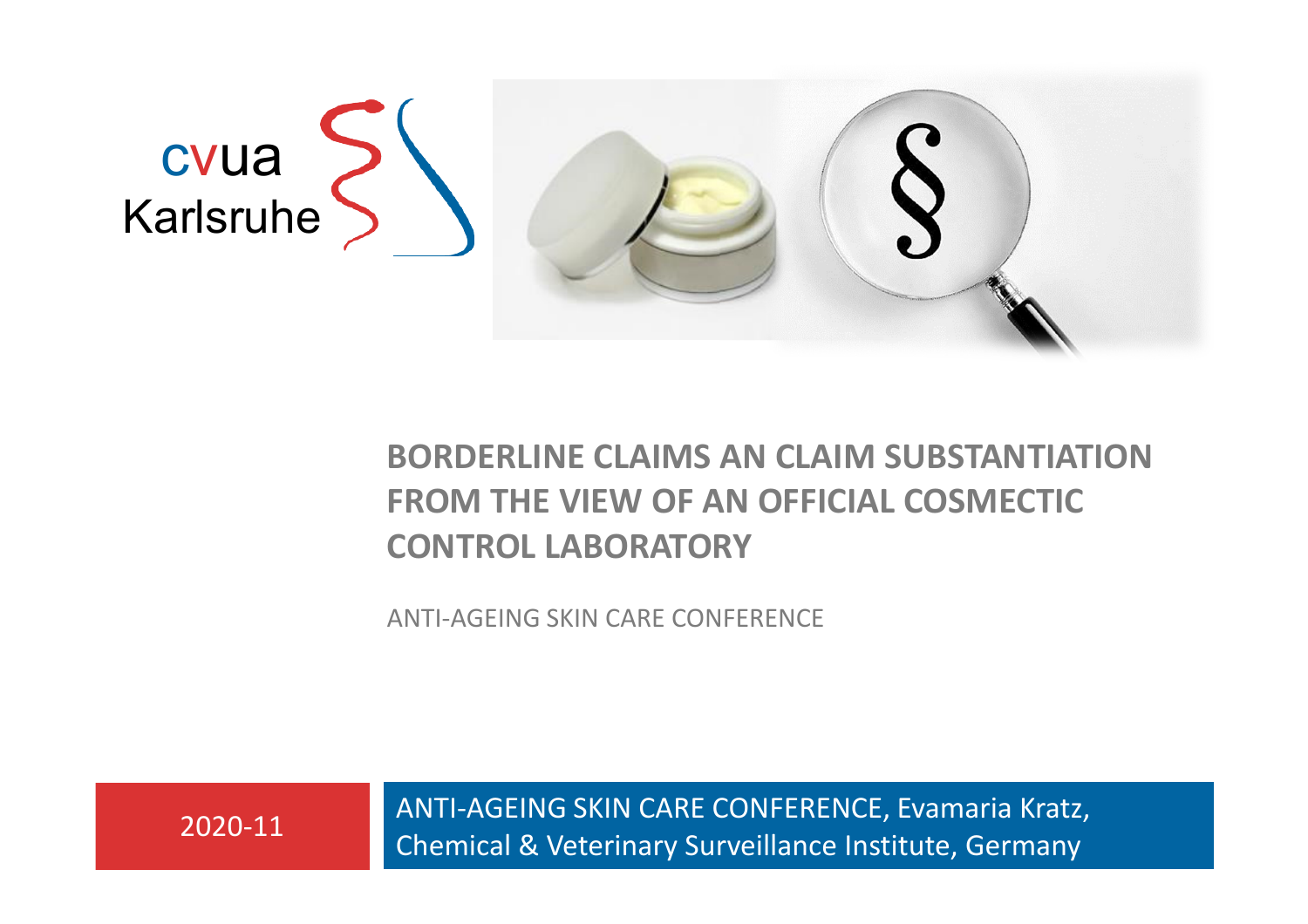cvua Karlsruhe

# BORDERLINE CLAIMS AN CLAIM SUBSTANTIATION FROM THE VIEW OF AN OFFICIAL COSMECTIC CONTROL LABORATORY

ANTI-AGEING SKIN CARE CONFERENCE

2020-11

ANTI-AGEING SKIN CARE CONFERENCE, Evamaria Kratz, Chemical & Veterinary Surveillance Institute, Germany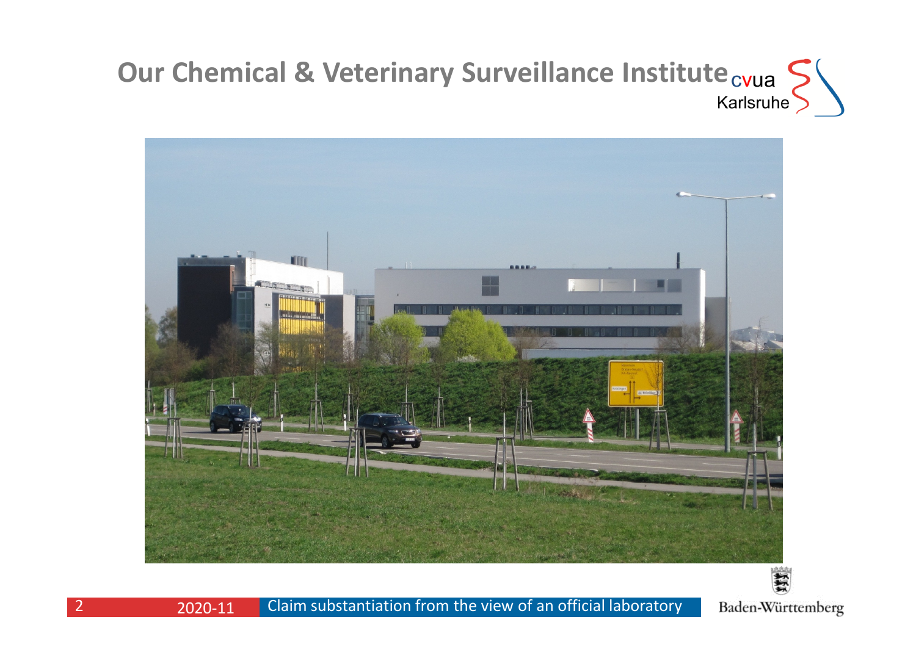# Our Chemical & Veterinary Surveillance Institute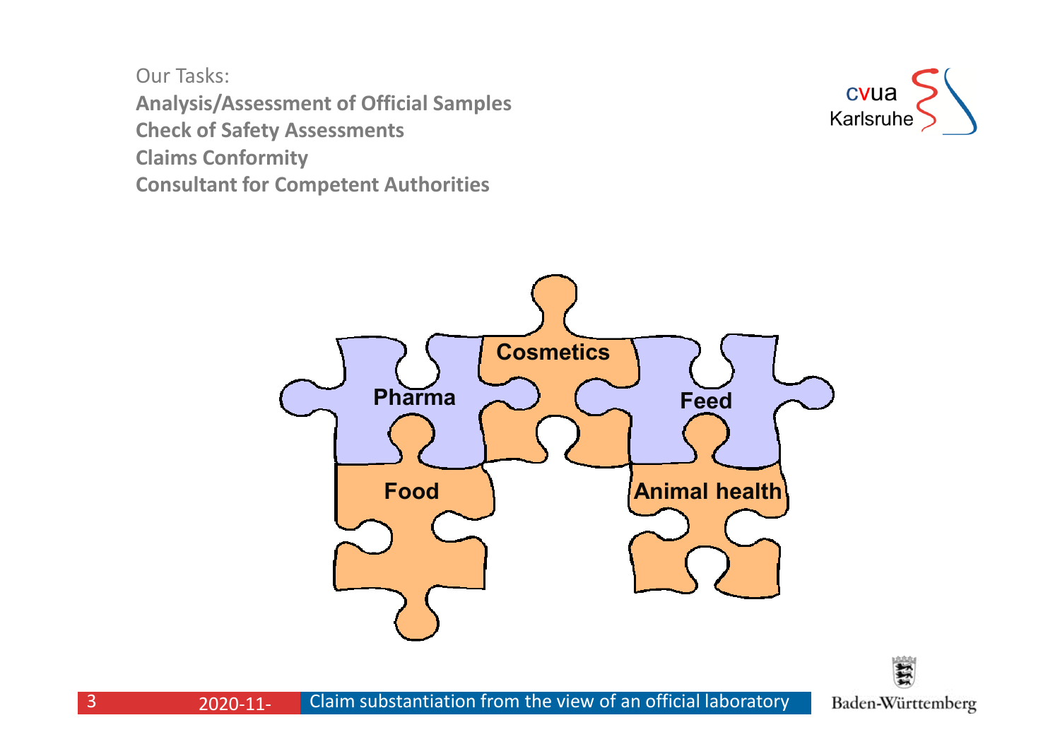Our Tasks:

**Analysis/Assessment of Official Samples**
**Check of Safety Assessments**
**Claims Conformity**
**Consultant for Competent Authorities**

Pharma

Cosmetics

Feed

Food

Animal health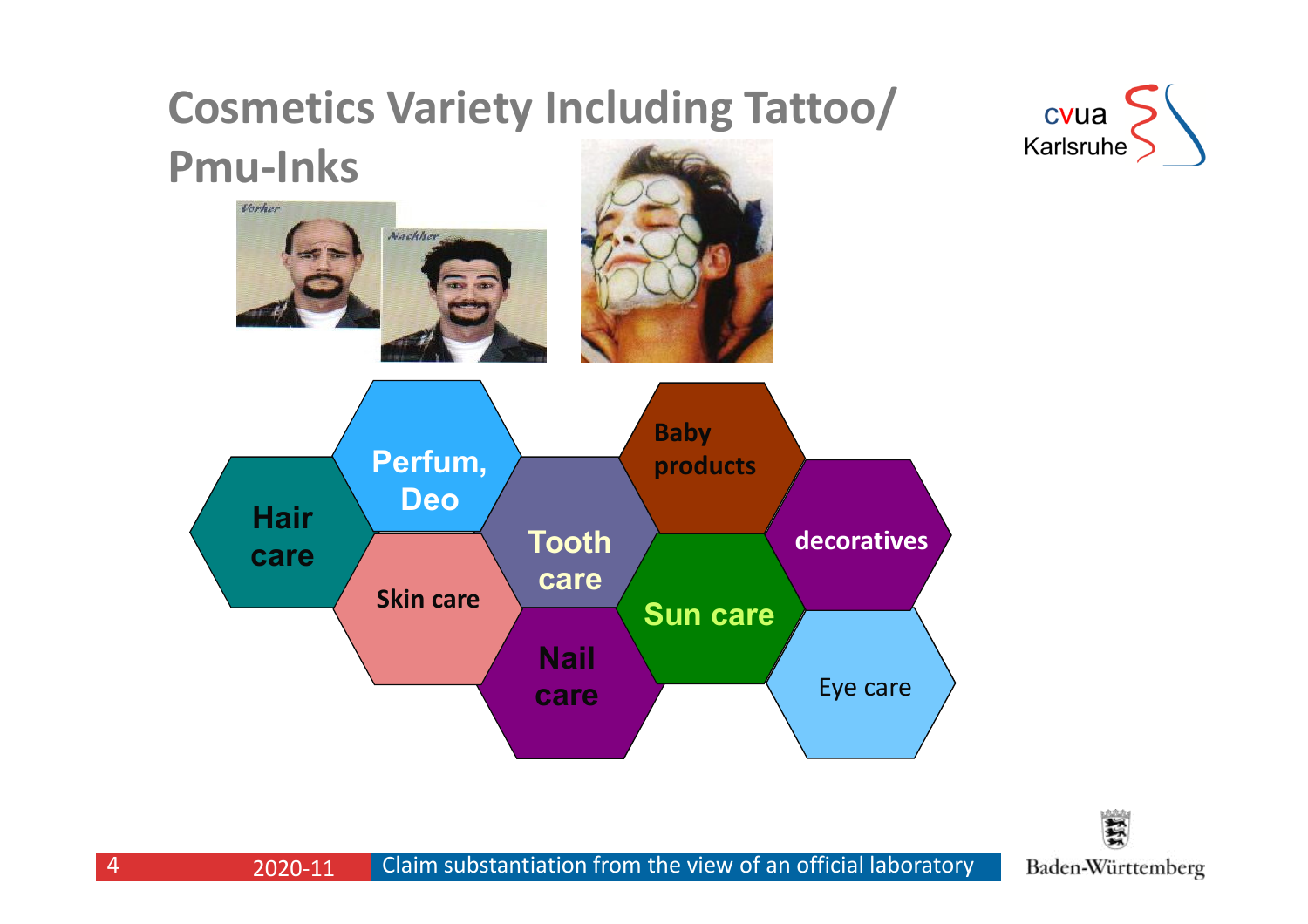# Cosmetics Variety Including Tattoo/ Pmu-Inks

- Hair care
- Perfum, Deo
- Skin care
- Tooth care
- Nail care
- Baby products
- Sun care
- decoratives
- Eye care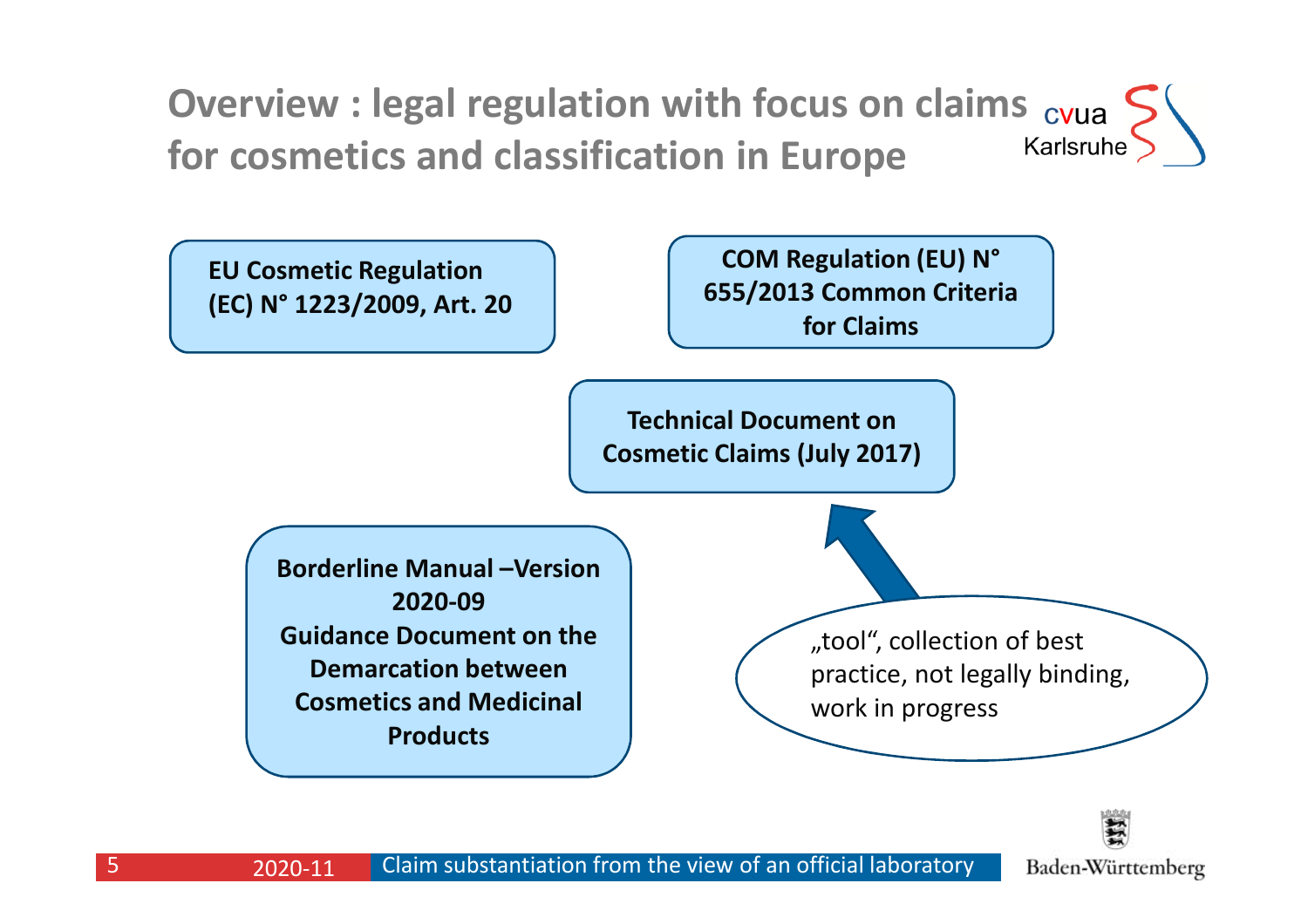# Overview : legal regulation with focus on claims for cosmetics and classification in Europe

**EU Cosmetic Regulation (EC) N° 1223/2009, Art. 20**

**COM Regulation (EU) N° 655/2013 Common Criteria for Claims**

**Technical Document on Cosmetic Claims (July 2017)**

„tool", collection of best practice, not legally binding, work in progress

**Borderline Manual –Version 2020-09**
**Guidance Document on the Demarcation between Cosmetics and Medicinal Products**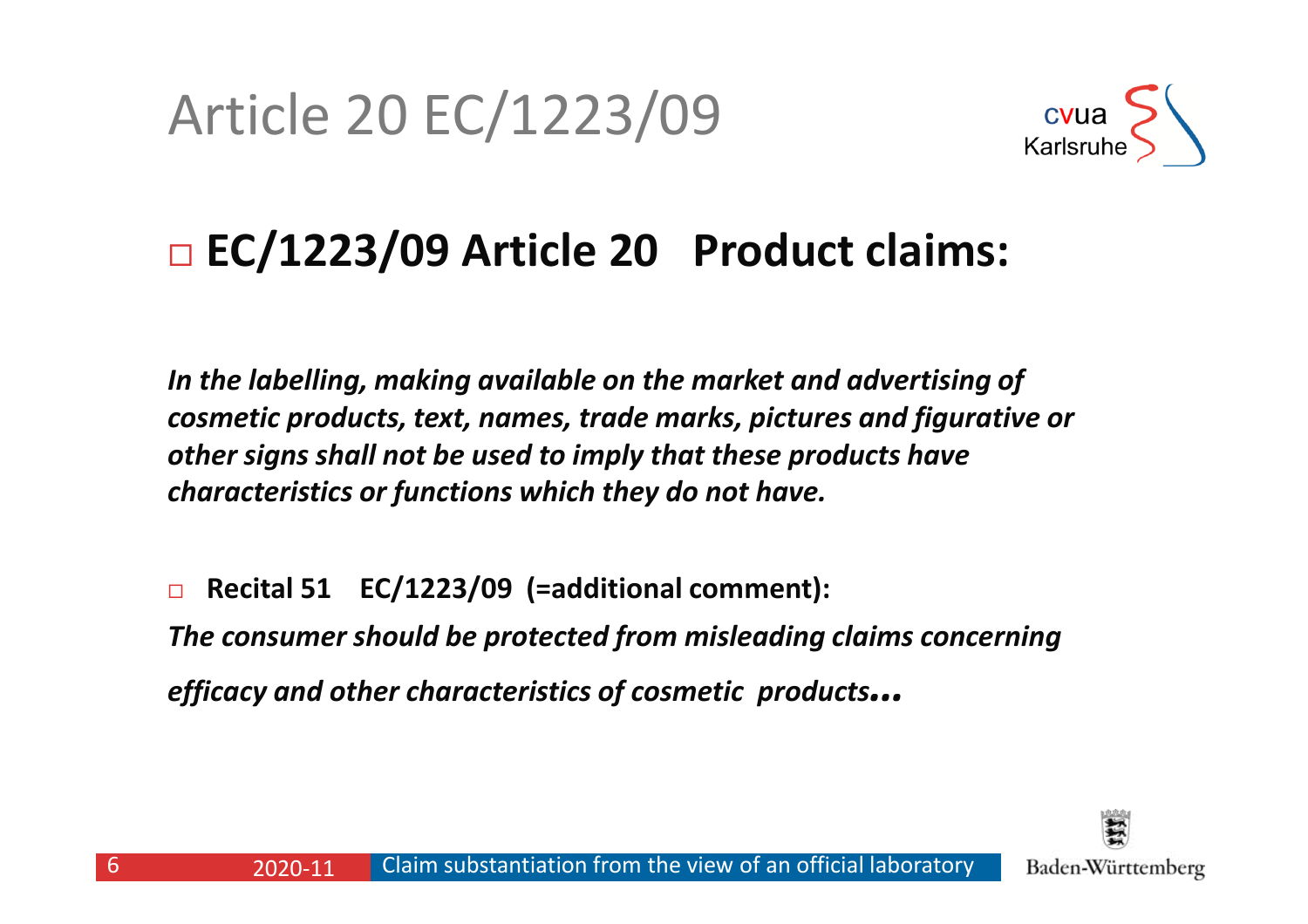# Article 20 EC/1223/09

## □ EC/1223/09 Article 20 Product claims:

***In the labelling, making available on the market and advertising of cosmetic products, text, names, trade marks, pictures and figurative or other signs shall not be used to imply that these products have characteristics or functions which they do not have.***

□ **Recital 51 EC/1223/09 (=additional comment):**

***The consumer should be protected from misleading claims concerning efficacy and other characteristics of cosmetic products…***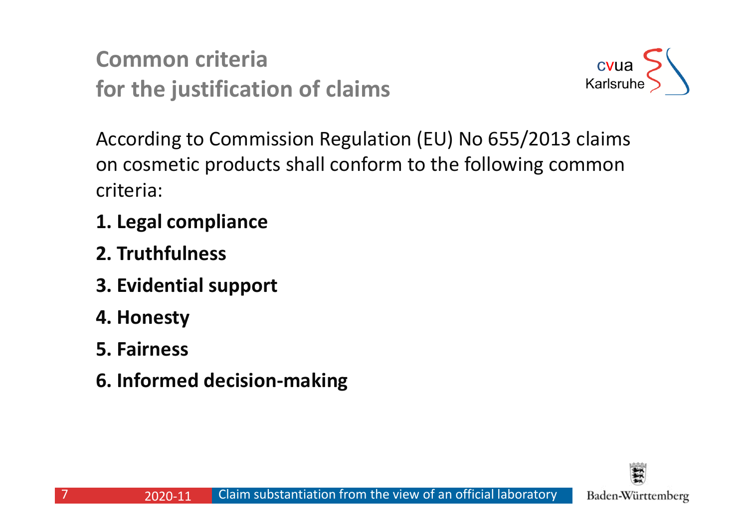# Common criteria for the justification of claims

According to Commission Regulation (EU) No 655/2013 claims on cosmetic products shall conform to the following common criteria:

1. **Legal compliance**
2. **Truthfulness**
3. **Evidential support**
4. **Honesty**
5. **Fairness**
6. **Informed decision-making**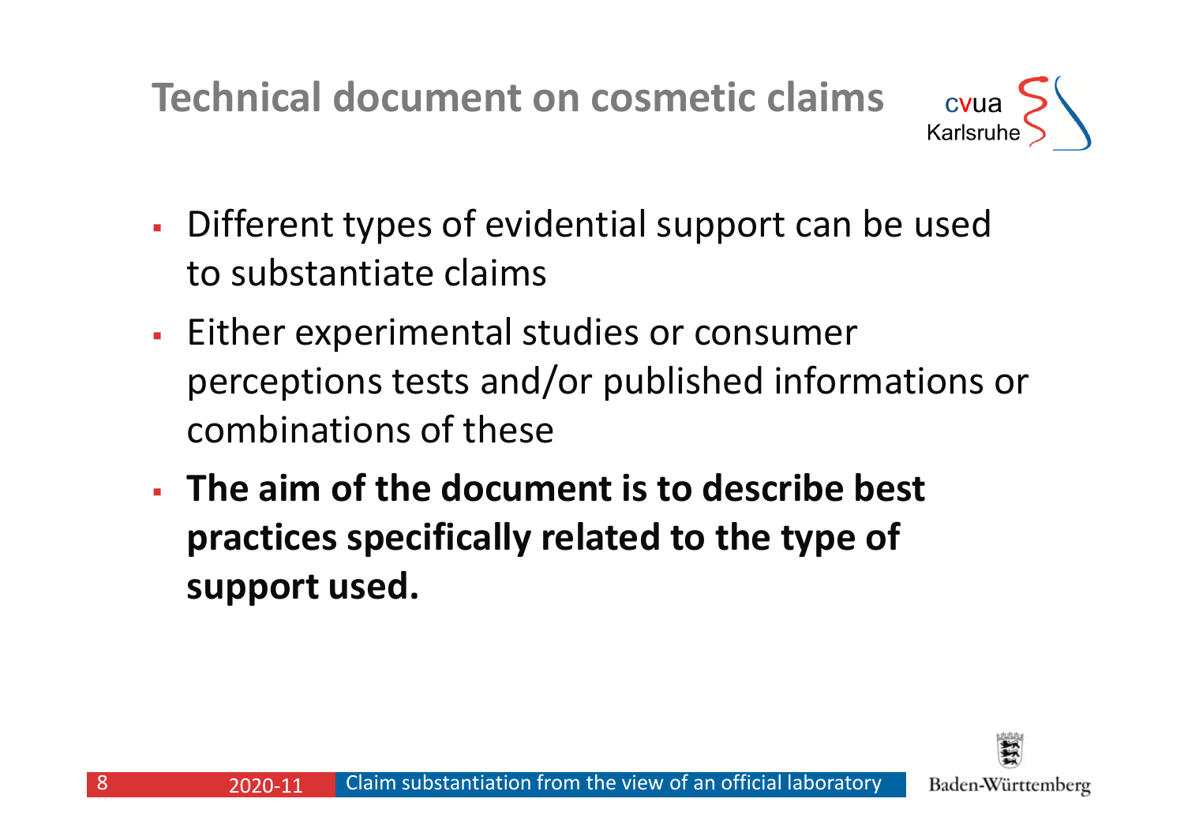# Technical document on cosmetic claims

- Different types of evidential support can be used to substantiate claims
- Either experimental studies or consumer perceptions tests and/or published informations or combinations of these
- **The aim of the document is to describe best practices specifically related to the type of support used.**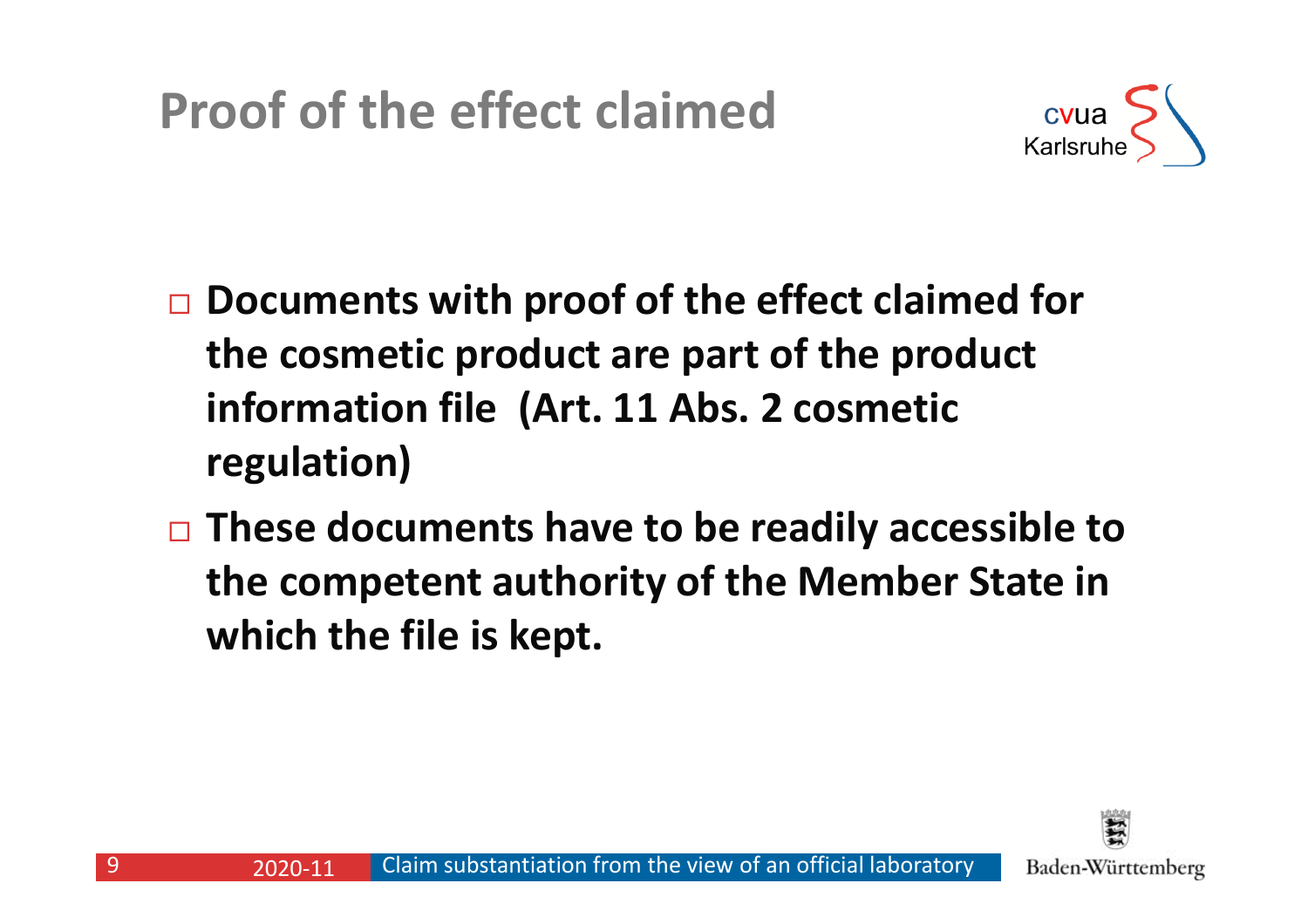# Proof of the effect claimed

- **Documents with proof of the effect claimed for the cosmetic product are part of the product information file (Art. 11 Abs. 2 cosmetic regulation)**
- **These documents have to be readily accessible to the competent authority of the Member State in which the file is kept.**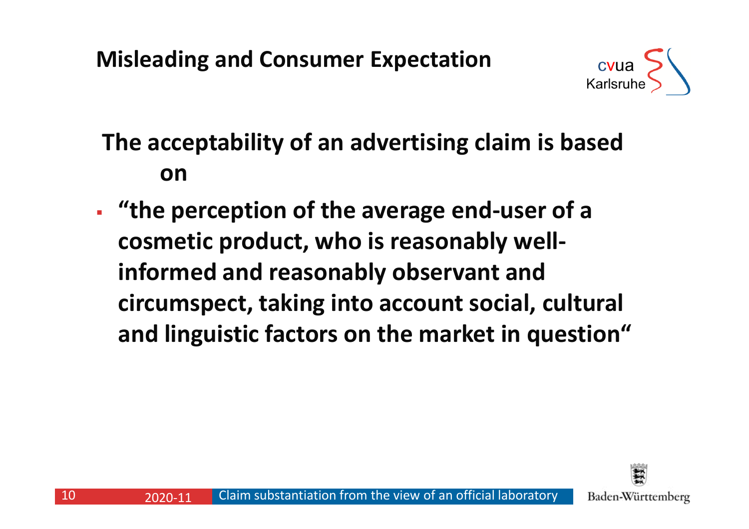# Misleading and Consumer Expectation

**The acceptability of an advertising claim is based on**

- **“the perception of the average end-user of a cosmetic product, who is reasonably well-informed and reasonably observant and circumspect, taking into account social, cultural and linguistic factors on the market in question“**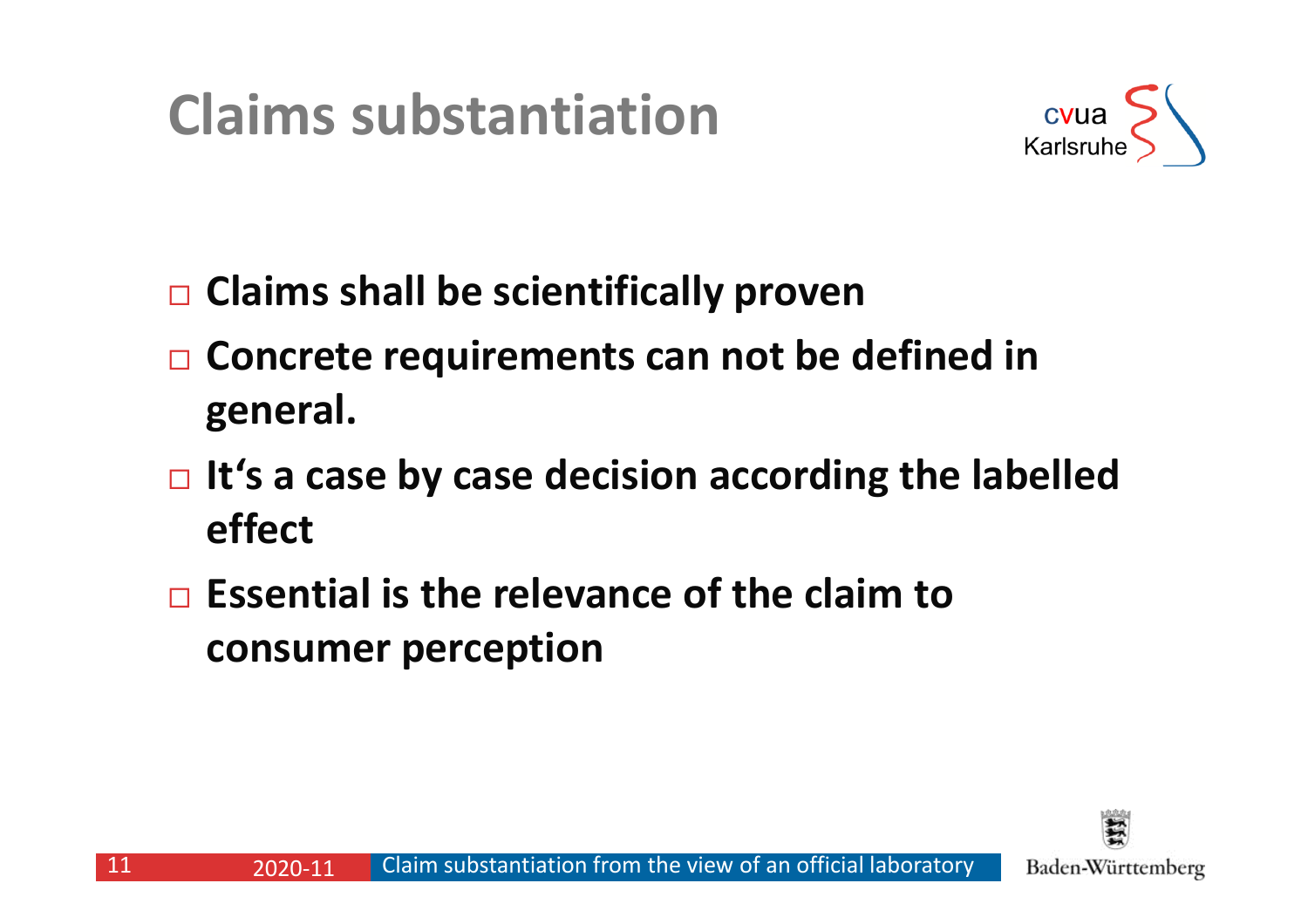# Claims substantiation

- Claims shall be scientifically proven
- Concrete requirements can not be defined in general.
- It‘s a case by case decision according the labelled effect
- Essential is the relevance of the claim to consumer perception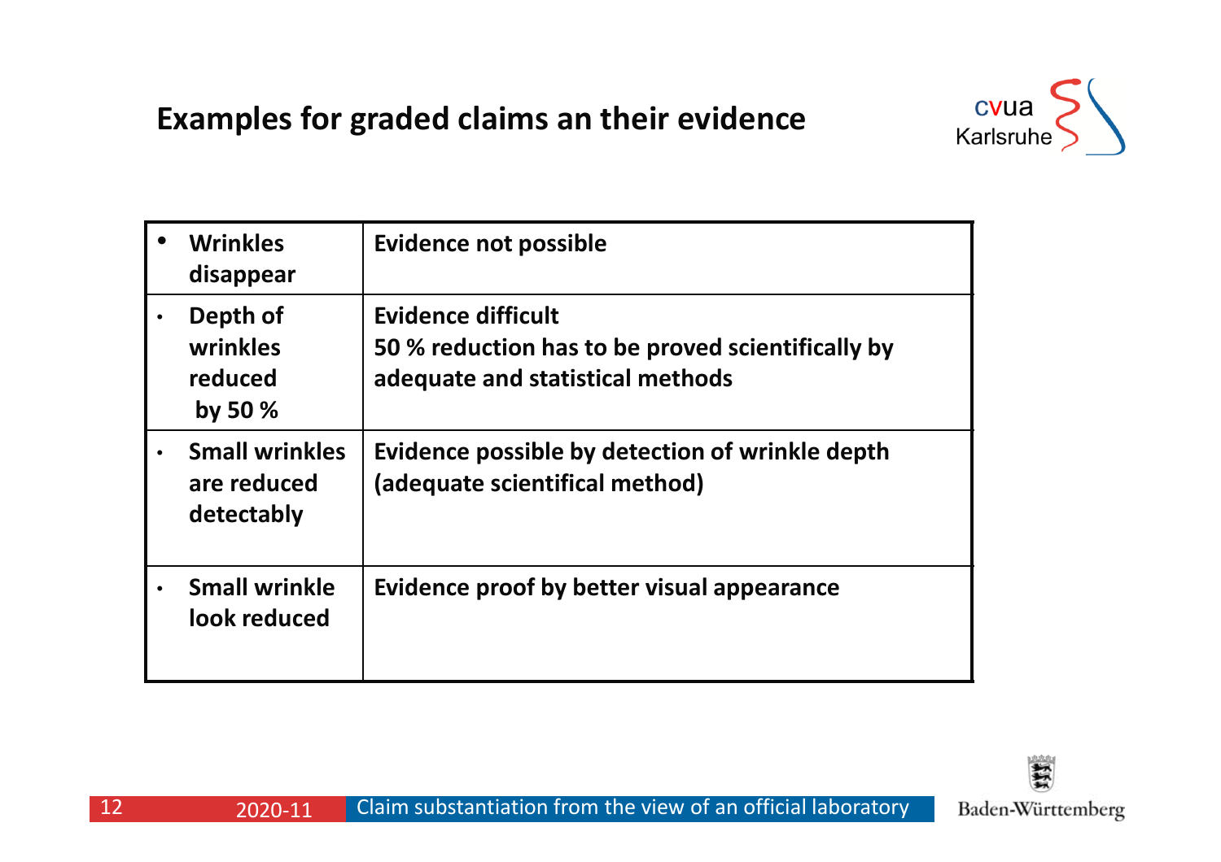## Examples for graded claims an their evidence

| | |
|---|---|
| • Wrinkles disappear | Evidence not possible |
| • Depth of wrinkles reduced by 50 % | Evidence difficult<br>50 % reduction has to be proved scientifically by adequate and statistical methods |
| • Small wrinkles are reduced detectably | Evidence possible by detection of wrinkle depth (adequate scientifical method) |
| • Small wrinkle look reduced | Evidence proof by better visual appearance |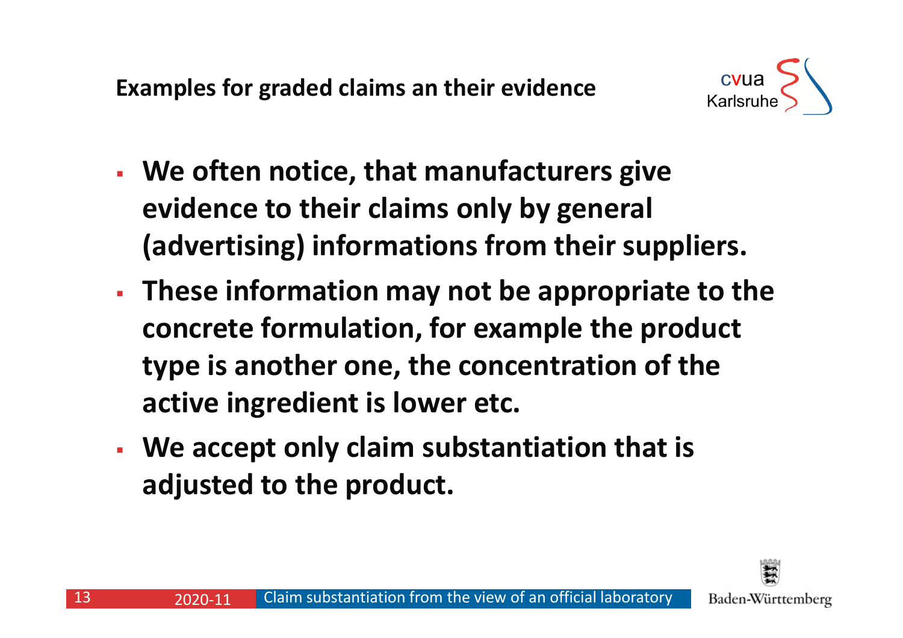## Examples for graded claims an their evidence

- **We often notice, that manufacturers give evidence to their claims only by general (advertising) informations from their suppliers.**
- **These information may not be appropriate to the concrete formulation, for example the product type is another one, the concentration of the active ingredient is lower etc.**
- **We accept only claim substantiation that is adjusted to the product.**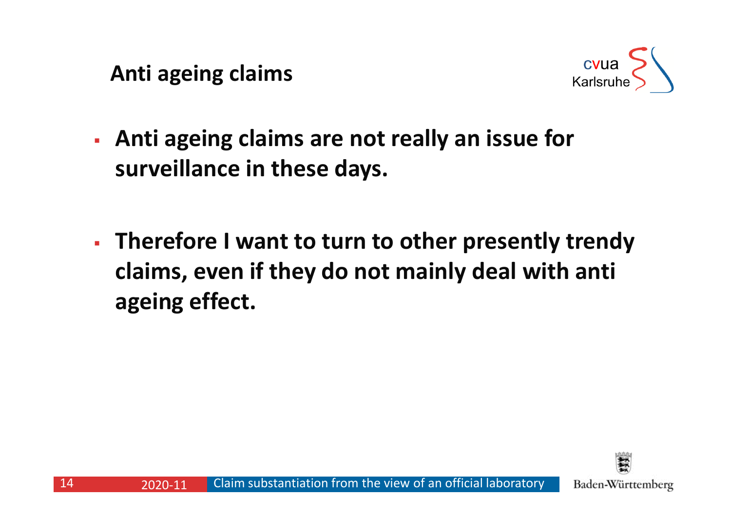# Anti ageing claims

- **Anti ageing claims are not really an issue for surveillance in these days.**
- **Therefore I want to turn to other presently trendy claims, even if they do not mainly deal with anti ageing effect.**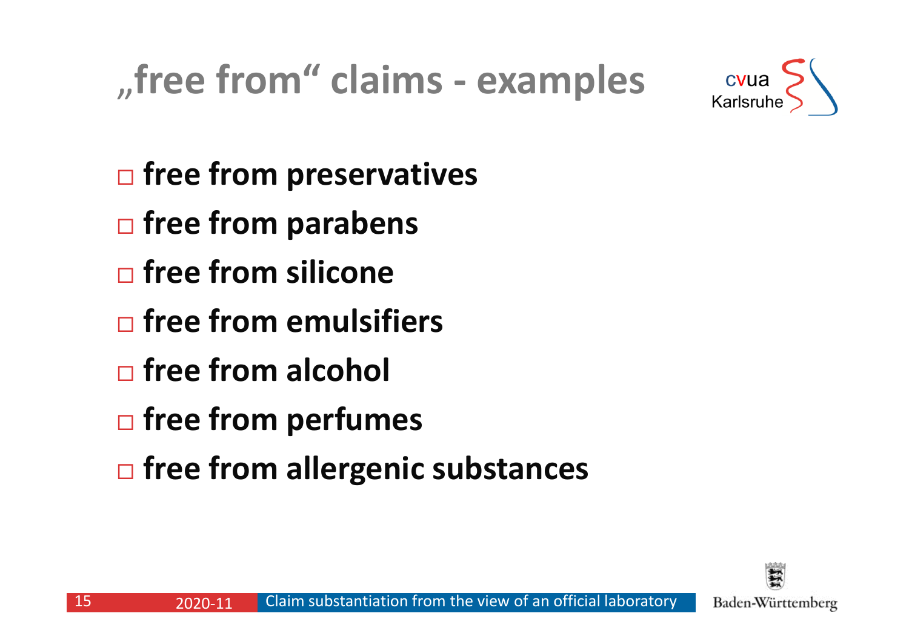# „free from“ claims - examples

- free from preservatives
- free from parabens
- free from silicone
- free from emulsifiers
- free from alcohol
- free from perfumes
- free from allergenic substances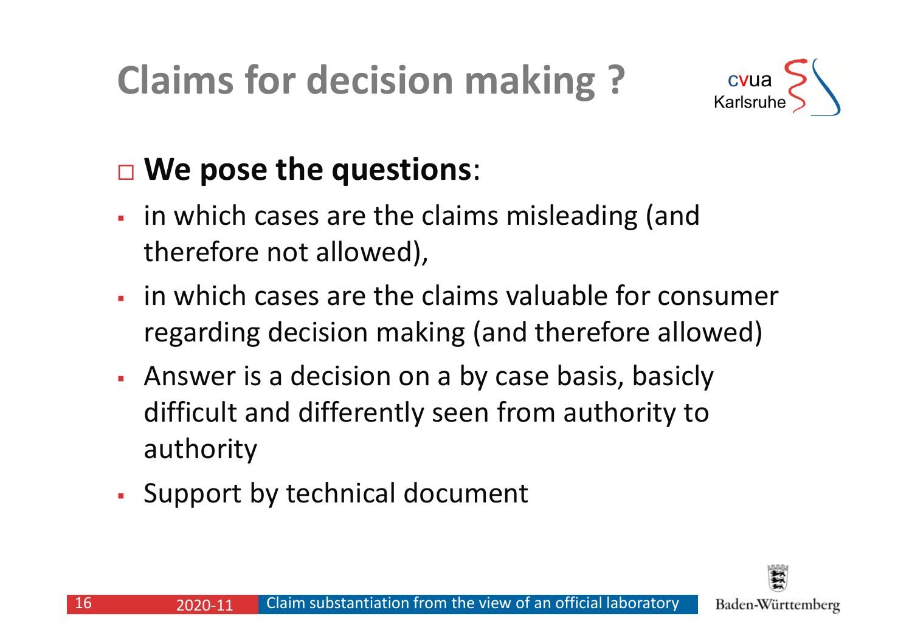# Claims for decision making ?

- **We pose the questions**:
  - in which cases are the claims misleading (and therefore not allowed),
  - in which cases are the claims valuable for consumer regarding decision making (and therefore allowed)
  - Answer is a decision on a by case basis, basicly difficult and differently seen from authority to authority
  - Support by technical document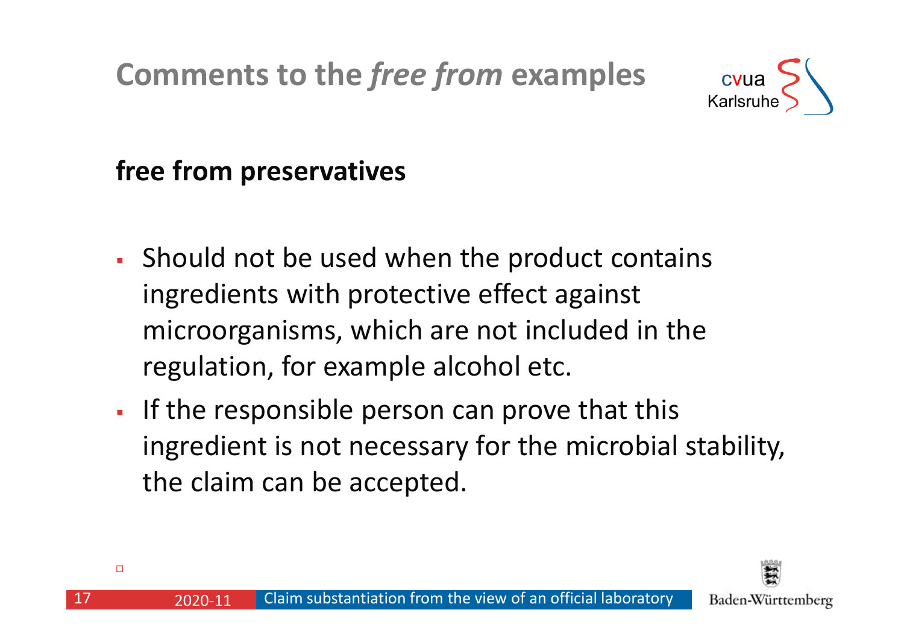# Comments to the *free from* examples

## free from preservatives

- Should not be used when the product contains ingredients with protective effect against microorganisms, which are not included in the regulation, for example alcohol etc.
- If the responsible person can prove that this ingredient is not necessary for the microbial stability, the claim can be accepted.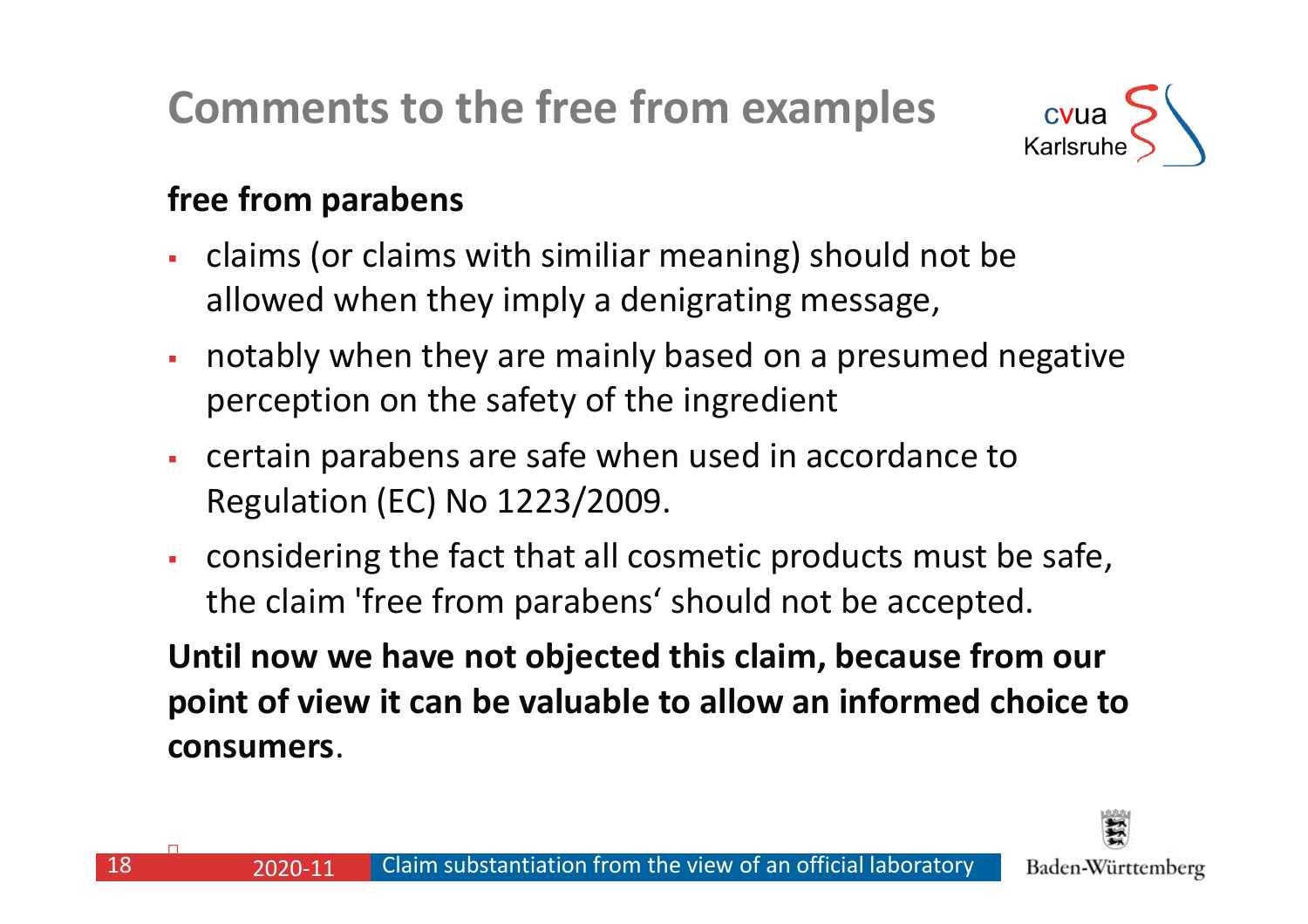# Comments to the free from examples

**free from parabens**

- claims (or claims with similiar meaning) should not be allowed when they imply a denigrating message,
- notably when they are mainly based on a presumed negative perception on the safety of the ingredient
- certain parabens are safe when used in accordance to Regulation (EC) No 1223/2009.
- considering the fact that all cosmetic products must be safe, the claim 'free from parabens‘ should not be accepted.

**Until now we have not objected this claim, because from our point of view it can be valuable to allow an informed choice to consumers**.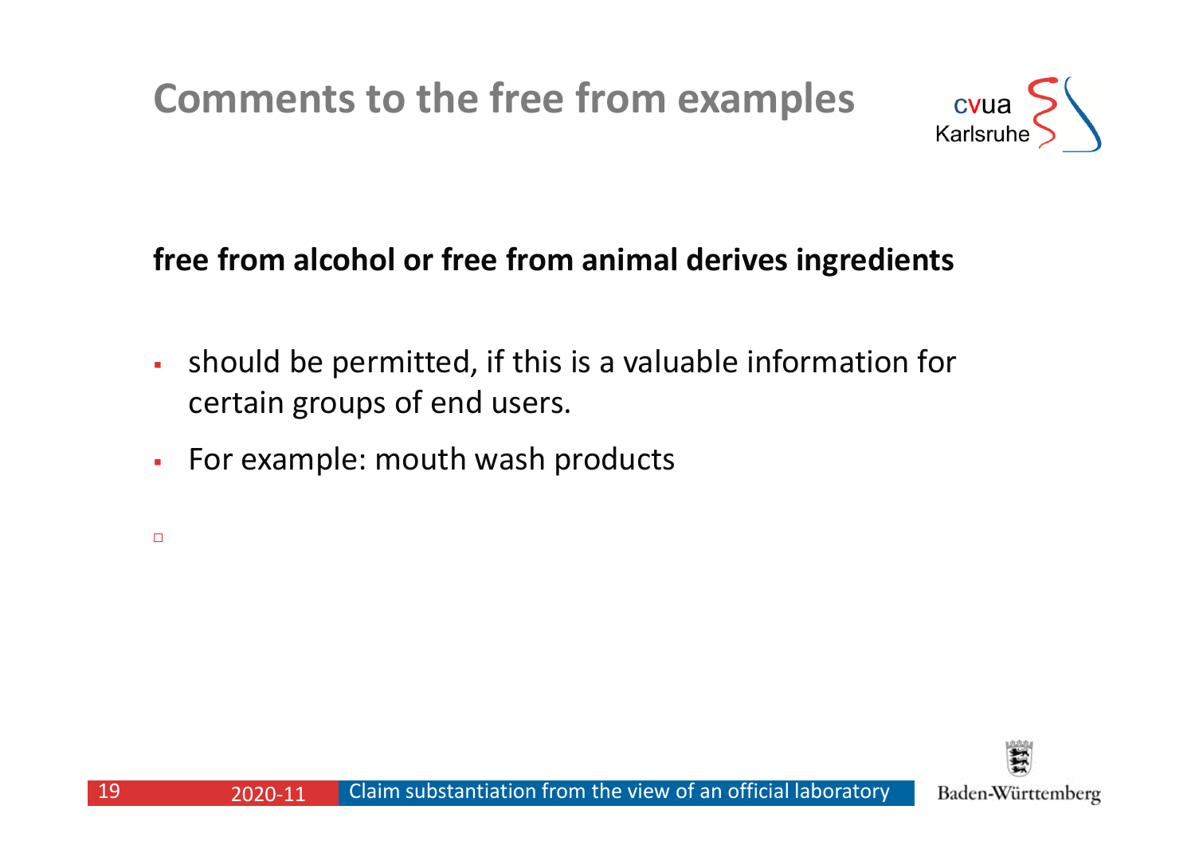# Comments to the free from examples

**free from alcohol or free from animal derives ingredients**

- should be permitted, if this is a valuable information for certain groups of end users.
- For example: mouth wash products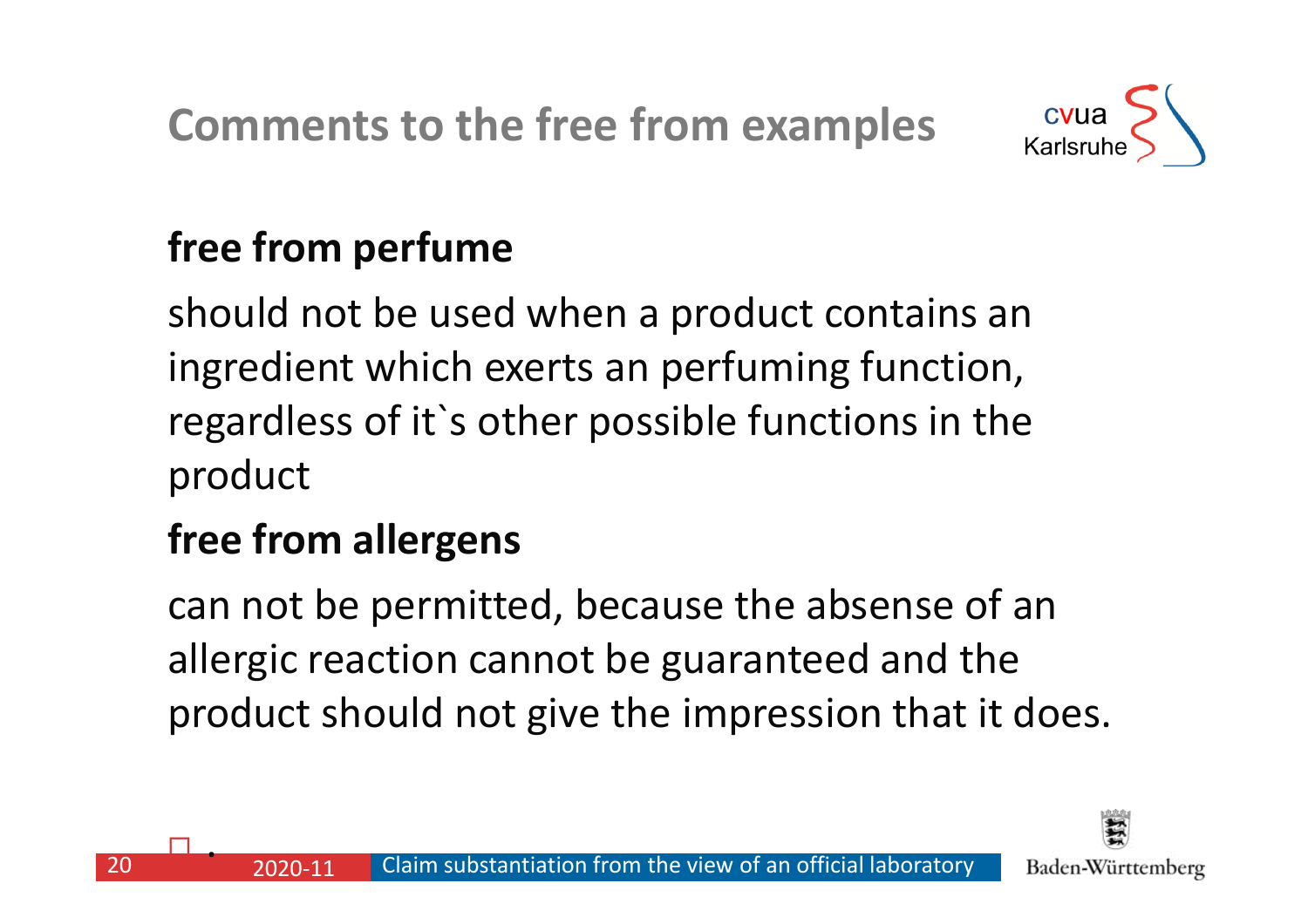# Comments to the free from examples

**free from perfume**

should not be used when a product contains an ingredient which exerts an perfuming function, regardless of it`s other possible functions in the product

**free from allergens**

can not be permitted, because the absense of an allergic reaction cannot be guaranteed and the product should not give the impression that it does.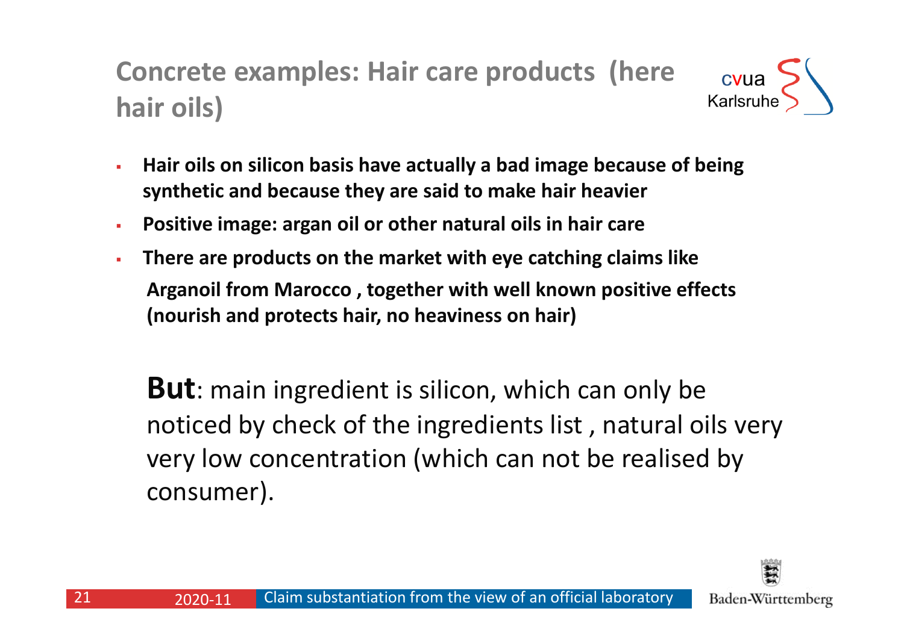# Concrete examples: Hair care products (here hair oils)

- **Hair oils on silicon basis have actually a bad image because of being synthetic and because they are said to make hair heavier**
- **Positive image: argan oil or other natural oils in hair care**
- **There are products on the market with eye catching claims like**
  **Arganoil from Marocco , together with well known positive effects (nourish and protects hair, no heaviness on hair)**

**But**: main ingredient is silicon, which can only be noticed by check of the ingredients list , natural oils very very low concentration (which can not be realised by consumer).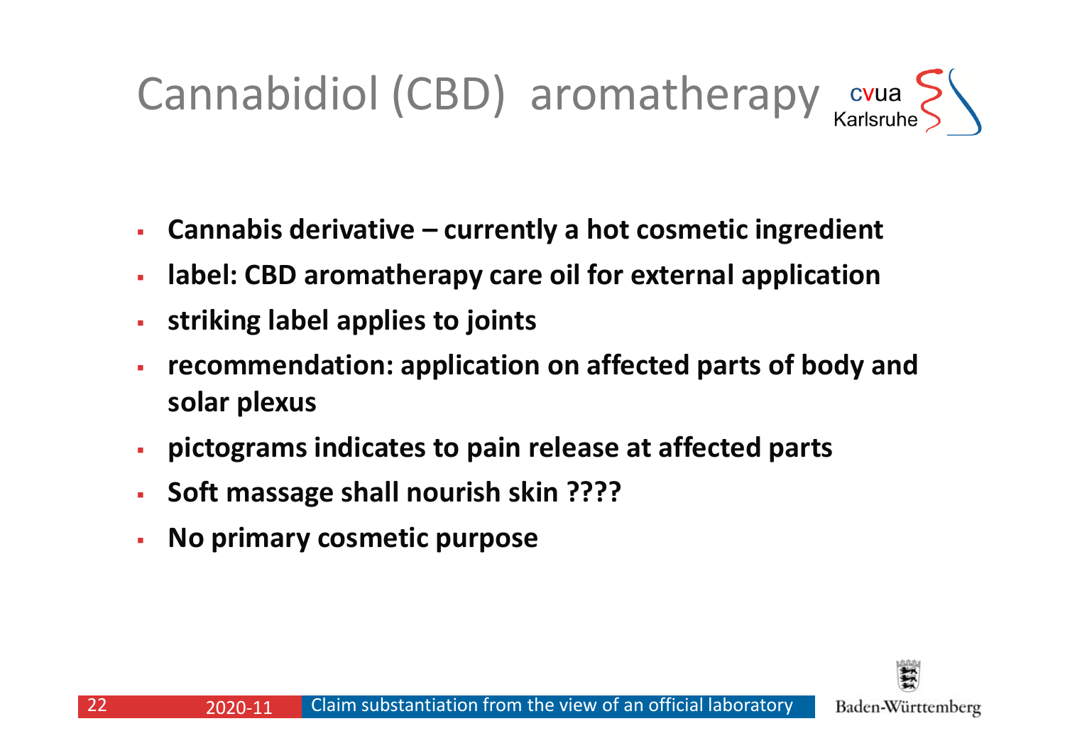# Cannabidiol (CBD) aromatherapy

- **Cannabis derivative – currently a hot cosmetic ingredient**
- **label: CBD aromatherapy care oil for external application**
- **striking label applies to joints**
- **recommendation: application on affected parts of body and solar plexus**
- **pictograms indicates to pain release at affected parts**
- **Soft massage shall nourish skin ????**
- **No primary cosmetic purpose**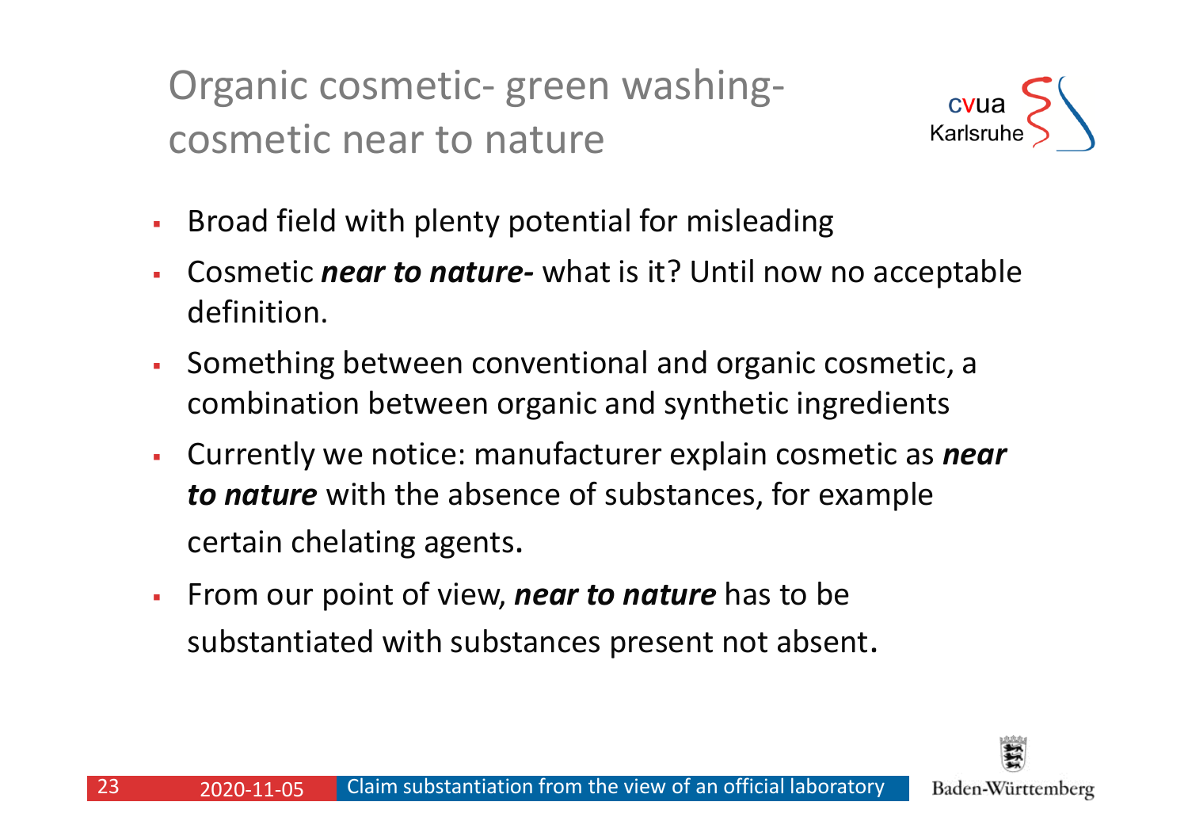# Organic cosmetic- green washing- cosmetic near to nature

- Broad field with plenty potential for misleading
- Cosmetic ***near to nature-*** what is it? Until now no acceptable definition.
- Something between conventional and organic cosmetic, a combination between organic and synthetic ingredients
- Currently we notice: manufacturer explain cosmetic as ***near to nature*** with the absence of substances, for example certain chelating agents.
- From our point of view, ***near to nature*** has to be substantiated with substances present not absent.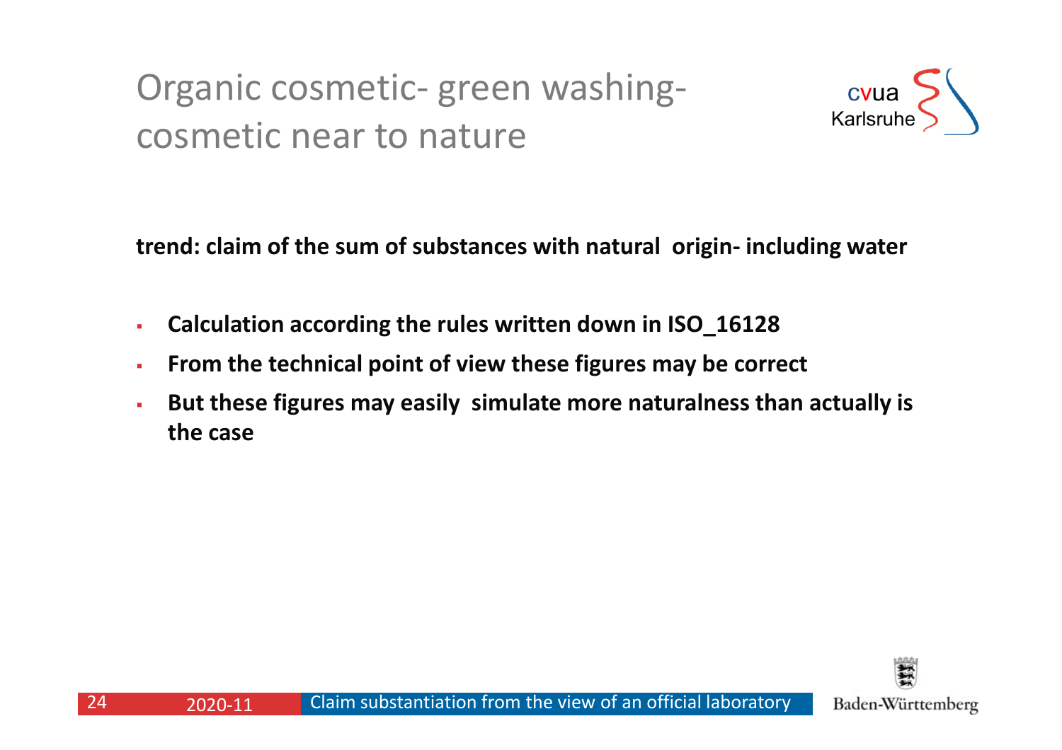# Organic cosmetic- green washing- cosmetic near to nature

**trend: claim of the sum of substances with natural origin- including water**

- **Calculation according the rules written down in ISO_16128**
- **From the technical point of view these figures may be correct**
- **But these figures may easily simulate more naturalness than actually is the case**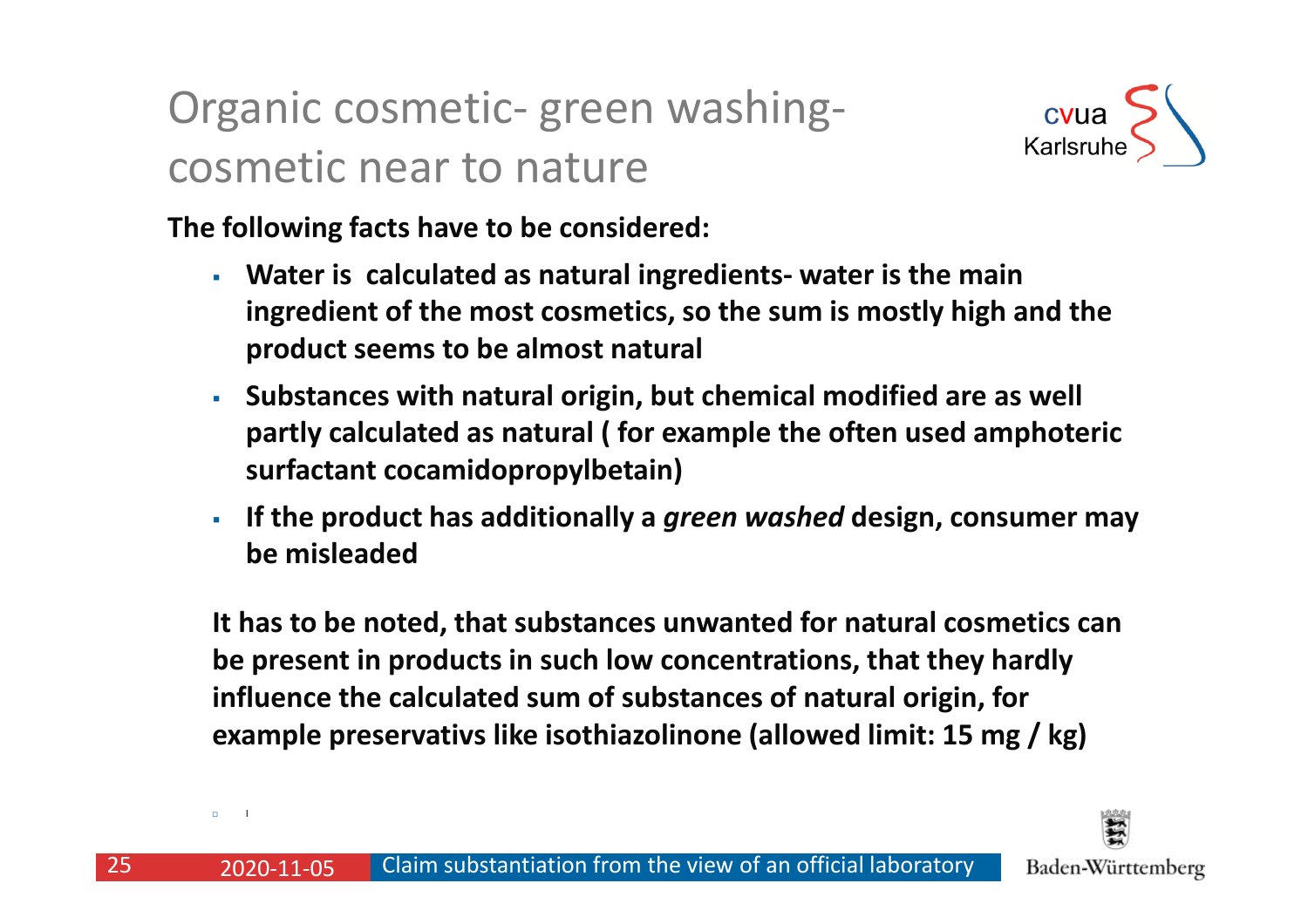# Organic cosmetic- green washing- cosmetic near to nature

**The following facts have to be considered:**

- **Water is calculated as natural ingredients- water is the main ingredient of the most cosmetics, so the sum is mostly high and the product seems to be almost natural**
- **Substances with natural origin, but chemical modified are as well partly calculated as natural ( for example the often used amphoteric surfactant cocamidopropylbetain)**
- **If the product has additionally a *green washed* design, consumer may be misleaded**

**It has to be noted, that substances unwanted for natural cosmetics can be present in products in such low concentrations, that they hardly influence the calculated sum of substances of natural origin, for example preservativs like isothiazolinone (allowed limit: 15 mg / kg)**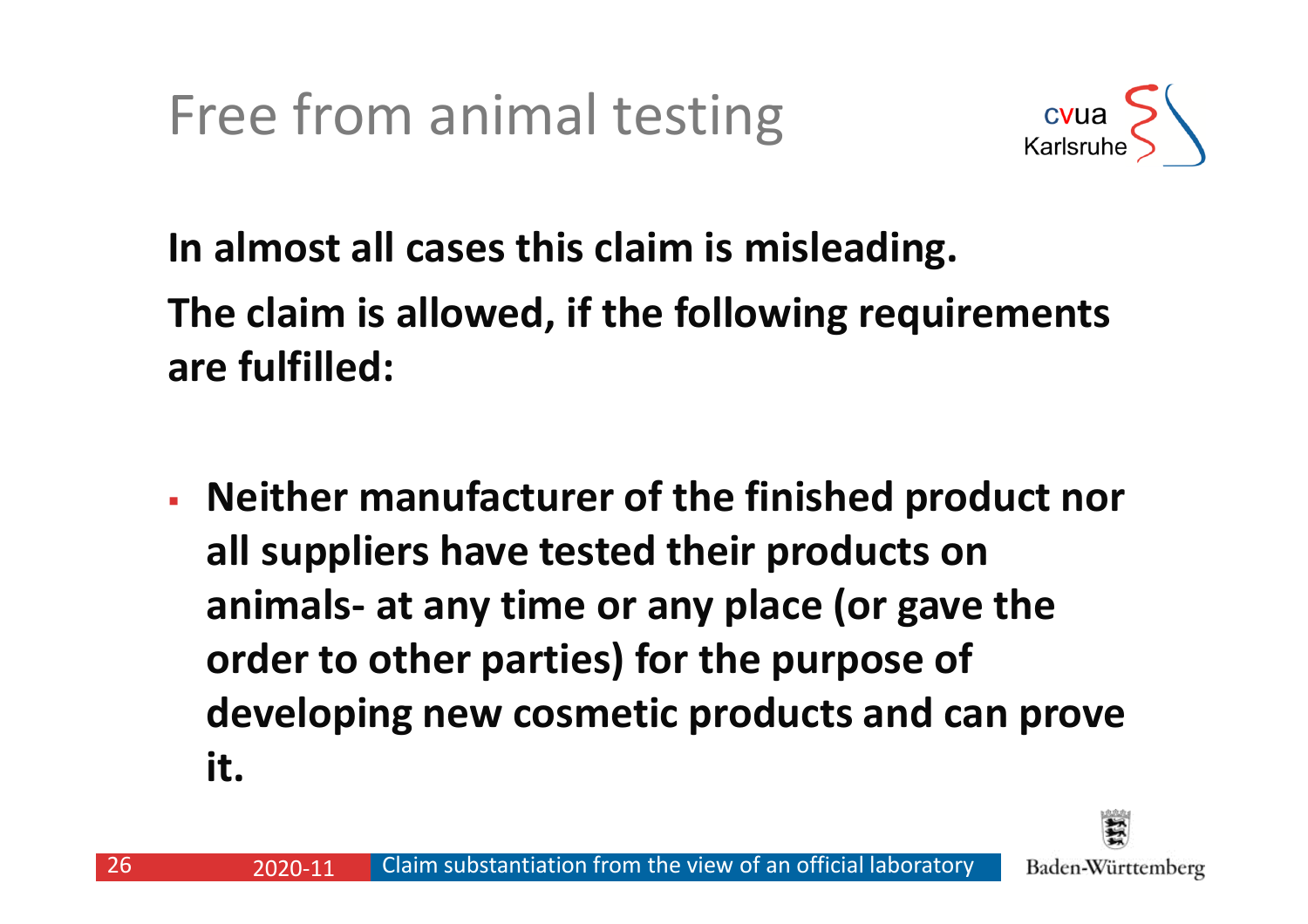# Free from animal testing

**In almost all cases this claim is misleading.**

**The claim is allowed, if the following requirements are fulfilled:**

- **Neither manufacturer of the finished product nor all suppliers have tested their products on animals- at any time or any place (or gave the order to other parties) for the purpose of developing new cosmetic products and can prove it.**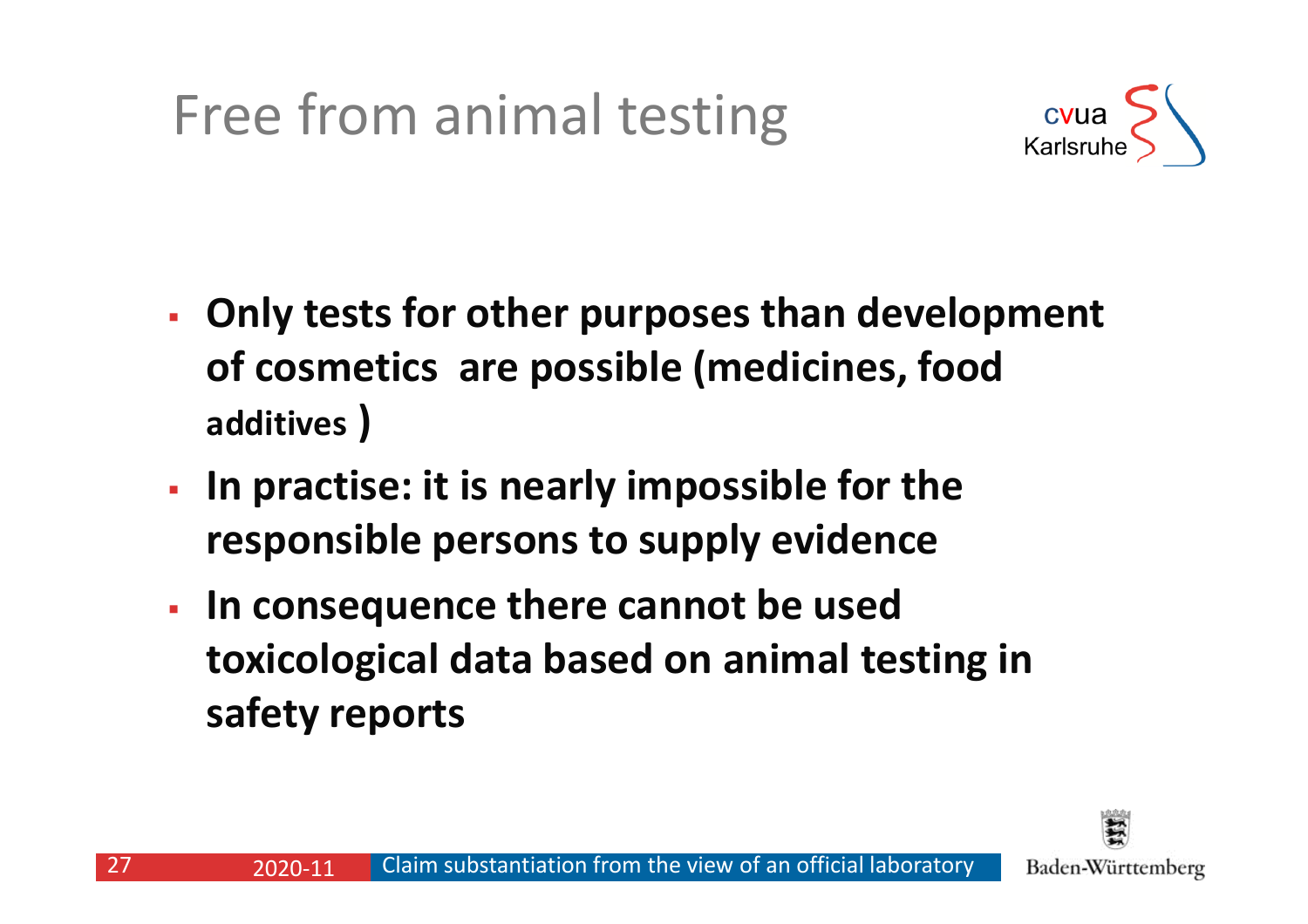# Free from animal testing

- **Only tests for other purposes than development of cosmetics  are possible (medicines, food additives )**
- **In practise: it is nearly impossible for the responsible persons to supply evidence**
- **In consequence there cannot be used toxicological data based on animal testing in safety reports**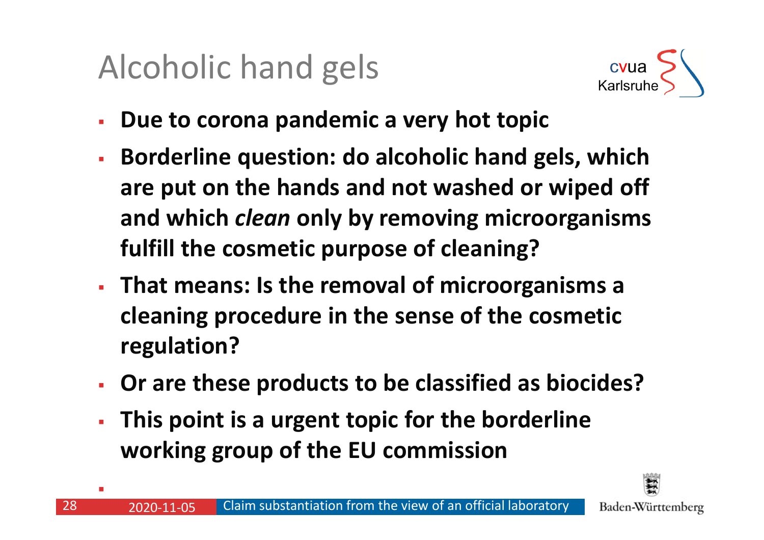# Alcoholic hand gels

- **Due to corona pandemic a very hot topic**
- **Borderline question: do alcoholic hand gels, which are put on the hands and not washed or wiped off and which *clean* only by removing microorganisms fulfill the cosmetic purpose of cleaning?**
- **That means: Is the removal of microorganisms a cleaning procedure in the sense of the cosmetic regulation?**
- **Or are these products to be classified as biocides?**
- **This point is a urgent topic for the borderline working group of the EU commission**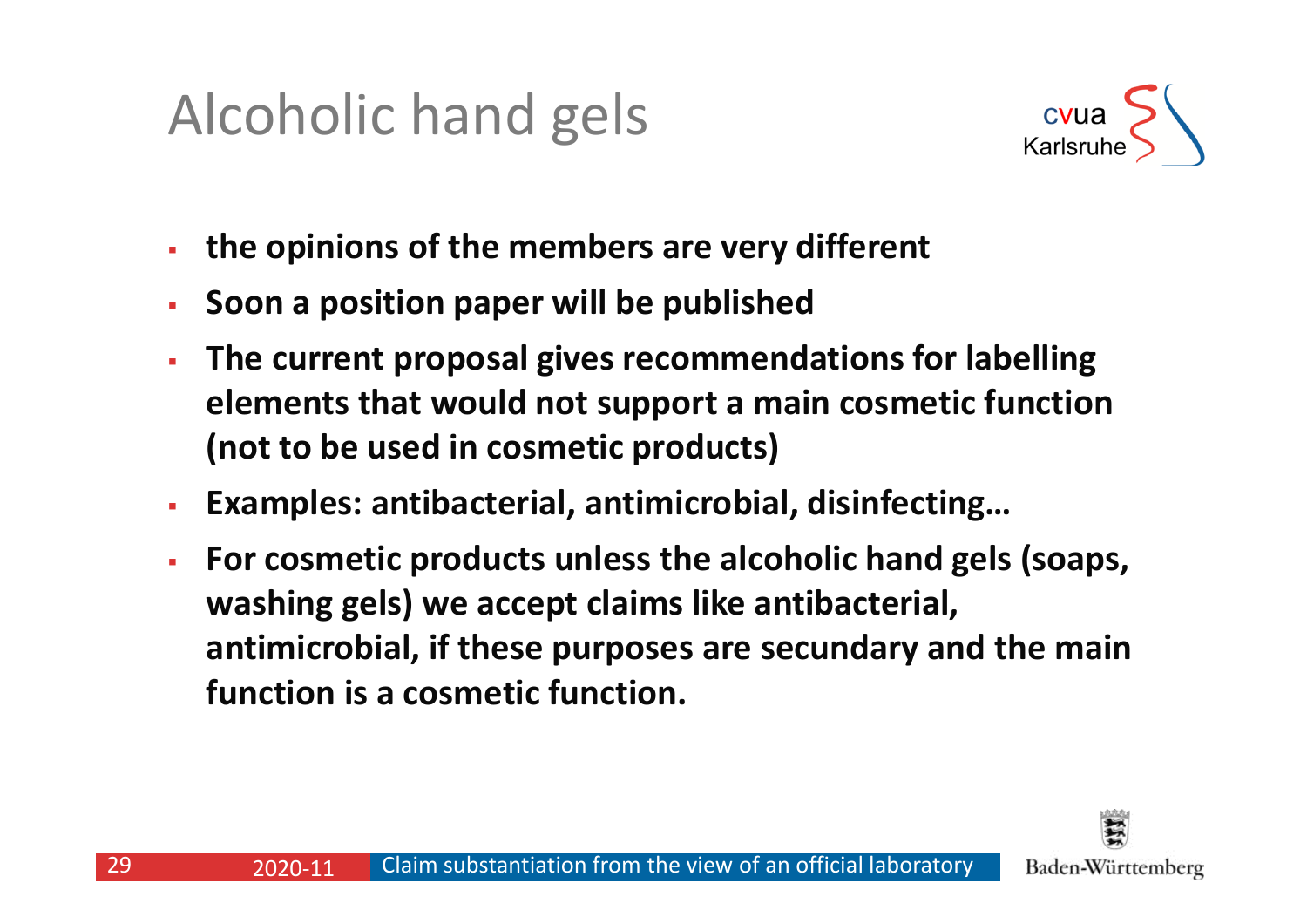# Alcoholic hand gels

- **the opinions of the members are very different**
- **Soon a position paper will be published**
- **The current proposal gives recommendations for labelling elements that would not support a main cosmetic function (not to be used in cosmetic products)**
- **Examples: antibacterial, antimicrobial, disinfecting…**
- **For cosmetic products unless the alcoholic hand gels (soaps, washing gels) we accept claims like antibacterial, antimicrobial, if these purposes are secundary and the main function is a cosmetic function.**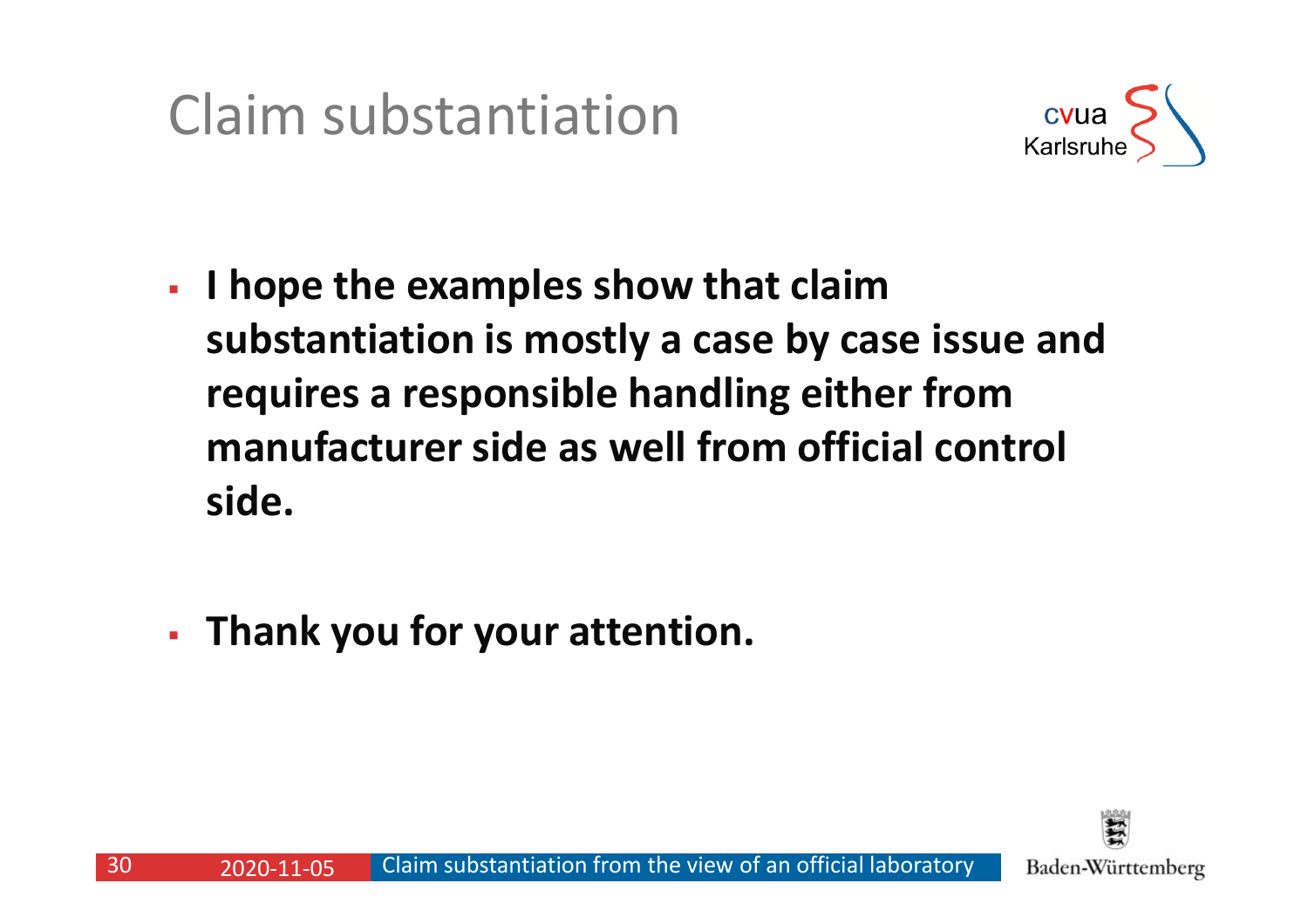# Claim substantiation

- **I hope the examples show that claim substantiation is mostly a case by case issue and requires a responsible handling either from manufacturer side as well from official control side.**

- **Thank you for your attention.**